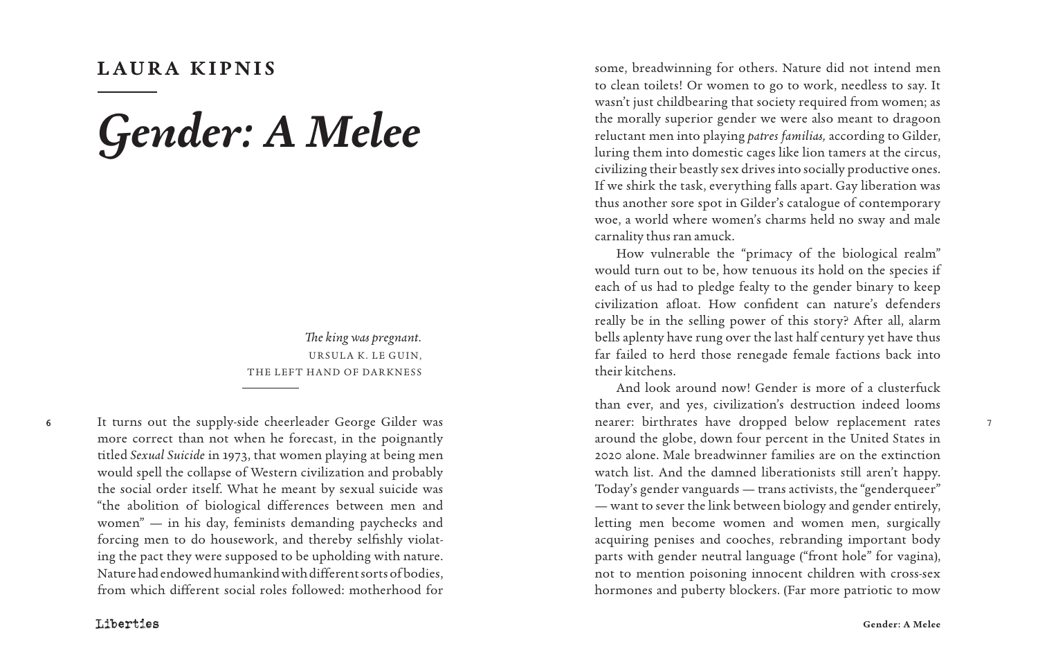## LAURA KIPNIS

# *Gender: A Melee*

> *The king was pregnant.*
> URSULA K. LE GUIN, THE LEFT HAND OF DARKNESS

It turns out the supply-side cheerleader George Gilder was more correct than not when he forecast, in the poignantly titled *Sexual Suicide* in 1973, that women playing at being men would spell the collapse of Western civilization and probably the social order itself. What he meant by sexual suicide was "the abolition of biological differences between men and women" — in his day, feminists demanding paychecks and forcing men to do housework, and thereby selfishly violating the pact they were supposed to be upholding with nature. Nature had endowed humankind with different sorts of bodies, from which different social roles followed: motherhood for some, breadwinning for others. Nature did not intend men to clean toilets! Or women to go to work, needless to say. It wasn't just childbearing that society required from women; as the morally superior gender we were also meant to dragoon reluctant men into playing *patres familias,* according to Gilder, luring them into domestic cages like lion tamers at the circus, civilizing their beastly sex drives into socially productive ones. If we shirk the task, everything falls apart. Gay liberation was thus another sore spot in Gilder's catalogue of contemporary woe, a world where women's charms held no sway and male carnality thus ran amuck.

How vulnerable the "primacy of the biological realm" would turn out to be, how tenuous its hold on the species if each of us had to pledge fealty to the gender binary to keep civilization afloat. How confident can nature's defenders really be in the selling power of this story? After all, alarm bells aplenty have rung over the last half century yet have thus far failed to herd those renegade female factions back into their kitchens.

And look around now! Gender is more of a clusterfuck than ever, and yes, civilization's destruction indeed looms nearer: birthrates have dropped below replacement rates around the globe, down four percent in the United States in 2020 alone. Male breadwinner families are on the extinction watch list. And the damned liberationists still aren't happy. Today's gender vanguards — trans activists, the "genderqueer" — want to sever the link between biology and gender entirely, letting men become women and women men, surgically acquiring penises and cooches, rebranding important body parts with gender neutral language ("front hole" for vagina), not to mention poisoning innocent children with cross-sex hormones and puberty blockers. (Far more patriotic to mow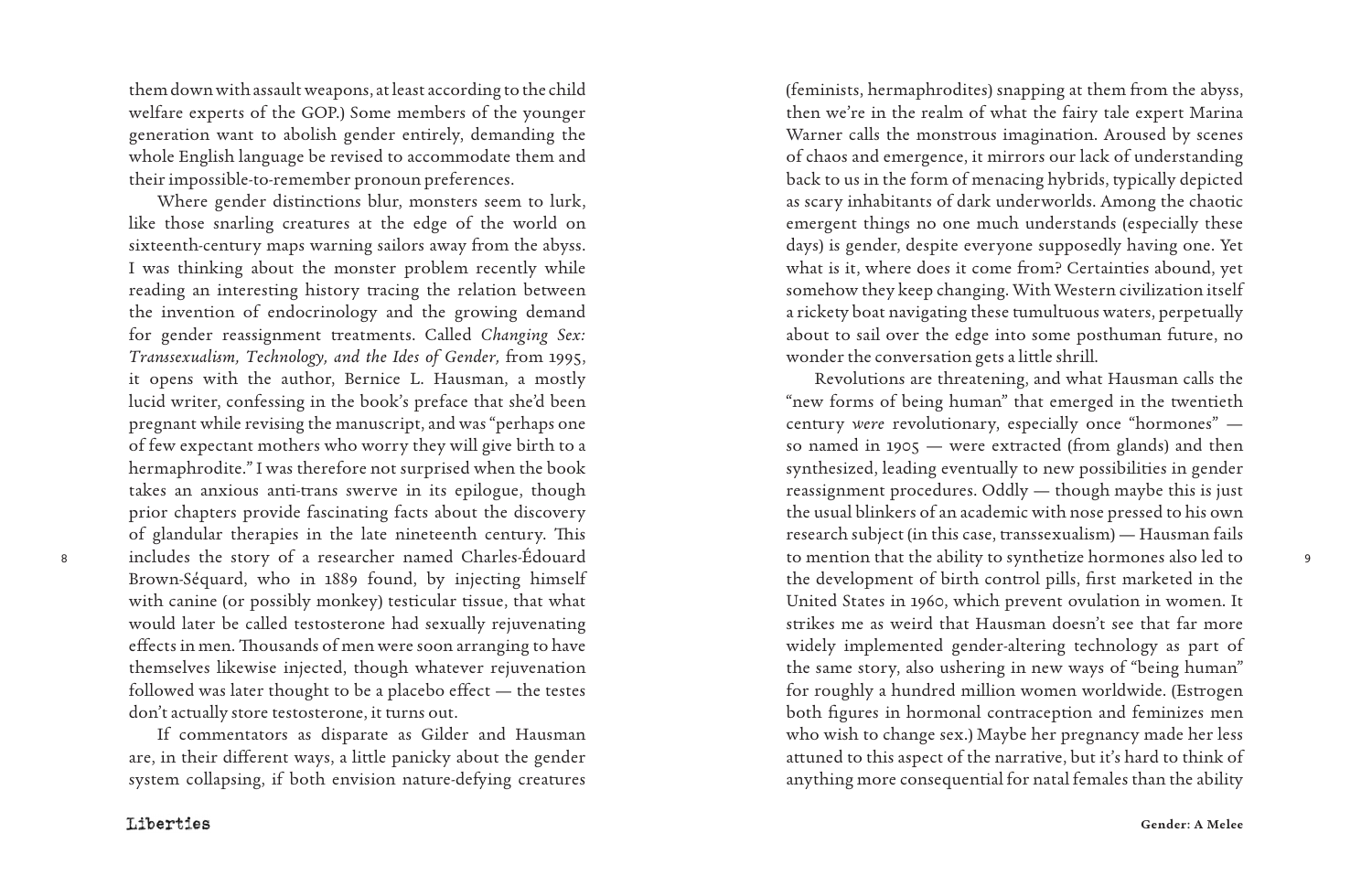them down with assault weapons, at least according to the child welfare experts of the GOP.) Some members of the younger generation want to abolish gender entirely, demanding the whole English language be revised to accommodate them and their impossible-to-remember pronoun preferences.

Where gender distinctions blur, monsters seem to lurk, like those snarling creatures at the edge of the world on sixteenth-century maps warning sailors away from the abyss. I was thinking about the monster problem recently while reading an interesting history tracing the relation between the invention of endocrinology and the growing demand for gender reassignment treatments. Called *Changing Sex: Transsexualism, Technology, and the Ides of Gender,* from 1995, it opens with the author, Bernice L. Hausman, a mostly lucid writer, confessing in the book's preface that she'd been pregnant while revising the manuscript, and was "perhaps one of few expectant mothers who worry they will give birth to a hermaphrodite." I was therefore not surprised when the book takes an anxious anti-trans swerve in its epilogue, though prior chapters provide fascinating facts about the discovery of glandular therapies in the late nineteenth century. This includes the story of a researcher named Charles-Édouard Brown-Séquard, who in 1889 found, by injecting himself with canine (or possibly monkey) testicular tissue, that what would later be called testosterone had sexually rejuvenating effects in men. Thousands of men were soon arranging to have themselves likewise injected, though whatever rejuvenation followed was later thought to be a placebo effect — the testes don't actually store testosterone, it turns out.

If commentators as disparate as Gilder and Hausman are, in their different ways, a little panicky about the gender system collapsing, if both envision nature-defying creatures (feminists, hermaphrodites) snapping at them from the abyss, then we're in the realm of what the fairy tale expert Marina Warner calls the monstrous imagination. Aroused by scenes of chaos and emergence, it mirrors our lack of understanding back to us in the form of menacing hybrids, typically depicted as scary inhabitants of dark underworlds. Among the chaotic emergent things no one much understands (especially these days) is gender, despite everyone supposedly having one. Yet what is it, where does it come from? Certainties abound, yet somehow they keep changing. With Western civilization itself a rickety boat navigating these tumultuous waters, perpetually about to sail over the edge into some posthuman future, no wonder the conversation gets a little shrill.

Revolutions are threatening, and what Hausman calls the "new forms of being human" that emerged in the twentieth century *were* revolutionary, especially once "hormones" — so named in 1905 — were extracted (from glands) and then synthesized, leading eventually to new possibilities in gender reassignment procedures. Oddly — though maybe this is just the usual blinkers of an academic with nose pressed to his own research subject (in this case, transsexualism) — Hausman fails to mention that the ability to synthetize hormones also led to the development of birth control pills, first marketed in the United States in 1960, which prevent ovulation in women. It strikes me as weird that Hausman doesn't see that far more widely implemented gender-altering technology as part of the same story, also ushering in new ways of "being human" for roughly a hundred million women worldwide. (Estrogen both figures in hormonal contraception and feminizes men who wish to change sex.) Maybe her pregnancy made her less attuned to this aspect of the narrative, but it's hard to think of anything more consequential for natal females than the ability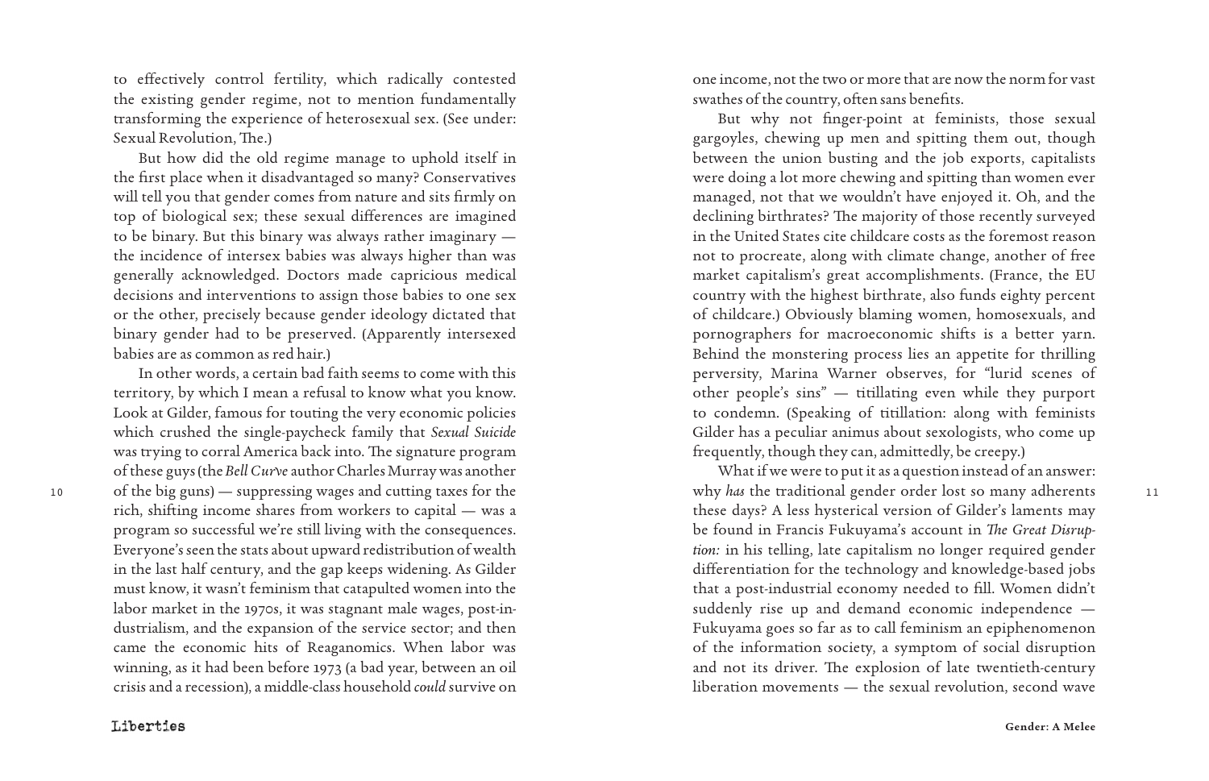to effectively control fertility, which radically contested the existing gender regime, not to mention fundamentally transforming the experience of heterosexual sex. (See under: Sexual Revolution, The.)

But how did the old regime manage to uphold itself in the first place when it disadvantaged so many? Conservatives will tell you that gender comes from nature and sits firmly on top of biological sex; these sexual differences are imagined to be binary. But this binary was always rather imaginary — the incidence of intersex babies was always higher than was generally acknowledged. Doctors made capricious medical decisions and interventions to assign those babies to one sex or the other, precisely because gender ideology dictated that binary gender had to be preserved. (Apparently intersexed babies are as common as red hair.)

In other words, a certain bad faith seems to come with this territory, by which I mean a refusal to know what you know. Look at Gilder, famous for touting the very economic policies which crushed the single-paycheck family that *Sexual Suicide* was trying to corral America back into. The signature program of these guys (the *Bell Curve* author Charles Murray was another of the big guns) — suppressing wages and cutting taxes for the rich, shifting income shares from workers to capital — was a program so successful we're still living with the consequences. Everyone's seen the stats about upward redistribution of wealth in the last half century, and the gap keeps widening. As Gilder must know, it wasn't feminism that catapulted women into the labor market in the 1970s, it was stagnant male wages, post-industrialism, and the expansion of the service sector; and then came the economic hits of Reaganomics. When labor was winning, as it had been before 1973 (a bad year, between an oil crisis and a recession), a middle-class household *could* survive on one income, not the two or more that are now the norm for vast swathes of the country, often sans benefits.

But why not finger-point at feminists, those sexual gargoyles, chewing up men and spitting them out, though between the union busting and the job exports, capitalists were doing a lot more chewing and spitting than women ever managed, not that we wouldn't have enjoyed it. Oh, and the declining birthrates? The majority of those recently surveyed in the United States cite childcare costs as the foremost reason not to procreate, along with climate change, another of free market capitalism's great accomplishments. (France, the EU country with the highest birthrate, also funds eighty percent of childcare.) Obviously blaming women, homosexuals, and pornographers for macroeconomic shifts is a better yarn. Behind the monstering process lies an appetite for thrilling perversity, Marina Warner observes, for "lurid scenes of other people's sins" — titillating even while they purport to condemn. (Speaking of titillation: along with feminists Gilder has a peculiar animus about sexologists, who come up frequently, though they can, admittedly, be creepy.)

What if we were to put it as a question instead of an answer: why *has* the traditional gender order lost so many adherents these days? A less hysterical version of Gilder's laments may be found in Francis Fukuyama's account in *The Great Disruption:* in his telling, late capitalism no longer required gender differentiation for the technology and knowledge-based jobs that a post-industrial economy needed to fill. Women didn't suddenly rise up and demand economic independence — Fukuyama goes so far as to call feminism an epiphenomenon of the information society, a symptom of social disruption and not its driver. The explosion of late twentieth-century liberation movements — the sexual revolution, second wave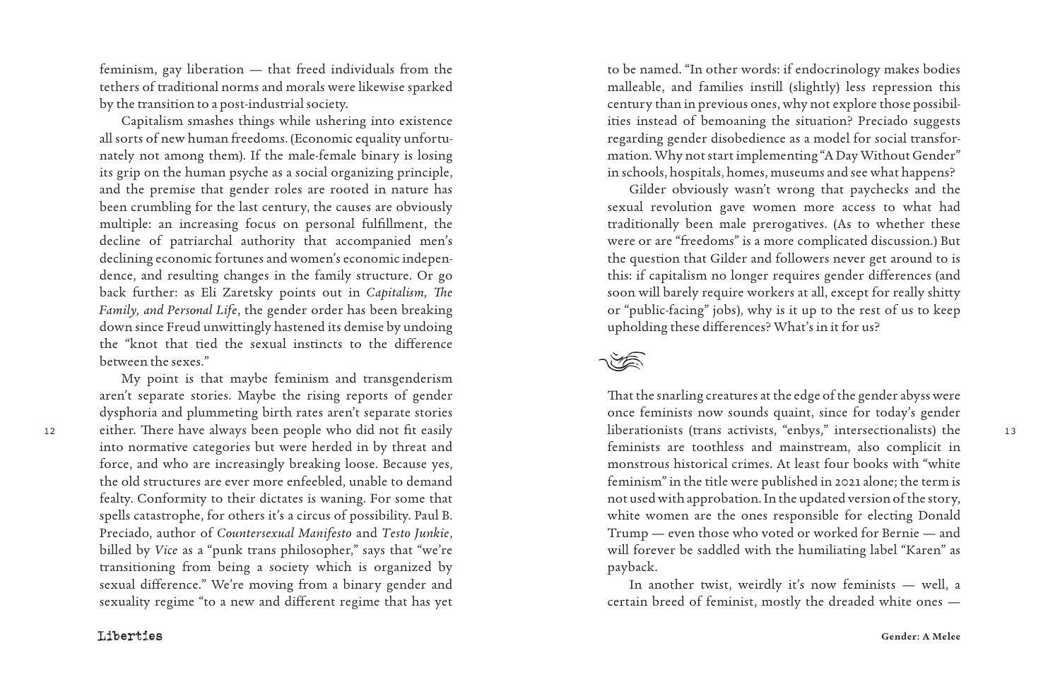feminism, gay liberation — that freed individuals from the tethers of traditional norms and morals were likewise sparked by the transition to a post-industrial society.

Capitalism smashes things while ushering into existence all sorts of new human freedoms. (Economic equality unfortunately not among them). If the male-female binary is losing its grip on the human psyche as a social organizing principle, and the premise that gender roles are rooted in nature has been crumbling for the last century, the causes are obviously multiple: an increasing focus on personal fulfillment, the decline of patriarchal authority that accompanied men's declining economic fortunes and women's economic independence, and resulting changes in the family structure. Or go back further: as Eli Zaretsky points out in *Capitalism, The Family, and Personal Life*, the gender order has been breaking down since Freud unwittingly hastened its demise by undoing the "knot that tied the sexual instincts to the difference between the sexes."

My point is that maybe feminism and transgenderism aren't separate stories. Maybe the rising reports of gender dysphoria and plummeting birth rates aren't separate stories either. There have always been people who did not fit easily into normative categories but were herded in by threat and force, and who are increasingly breaking loose. Because yes, the old structures are ever more enfeebled, unable to demand fealty. Conformity to their dictates is waning. For some that spells catastrophe, for others it's a circus of possibility. Paul B. Preciado, author of *Countersexual Manifesto* and *Testo Junkie*, billed by *Vice* as a "punk trans philosopher," says that "we're transitioning from being a society which is organized by sexual difference." We're moving from a binary gender and sexuality regime "to a new and different regime that has yet to be named. "In other words: if endocrinology makes bodies malleable, and families instill (slightly) less repression this century than in previous ones, why not explore those possibilities instead of bemoaning the situation? Preciado suggests regarding gender disobedience as a model for social transformation. Why not start implementing "A Day Without Gender" in schools, hospitals, homes, museums and see what happens?

Gilder obviously wasn't wrong that paychecks and the sexual revolution gave women more access to what had traditionally been male prerogatives. (As to whether these were or are "freedoms" is a more complicated discussion.) But the question that Gilder and followers never get around to is this: if capitalism no longer requires gender differences (and soon will barely require workers at all, except for really shitty or "public-facing" jobs), why is it up to the rest of us to keep upholding these differences? What's in it for us?

That the snarling creatures at the edge of the gender abyss were once feminists now sounds quaint, since for today's gender liberationists (trans activists, "enbys," intersectionalists) the feminists are toothless and mainstream, also complicit in monstrous historical crimes. At least four books with "white feminism" in the title were published in 2021 alone; the term is not used with approbation. In the updated version of the story, white women are the ones responsible for electing Donald Trump — even those who voted or worked for Bernie — and will forever be saddled with the humiliating label "Karen" as payback.

In another twist, weirdly it's now feminists — well, a certain breed of feminist, mostly the dreaded white ones —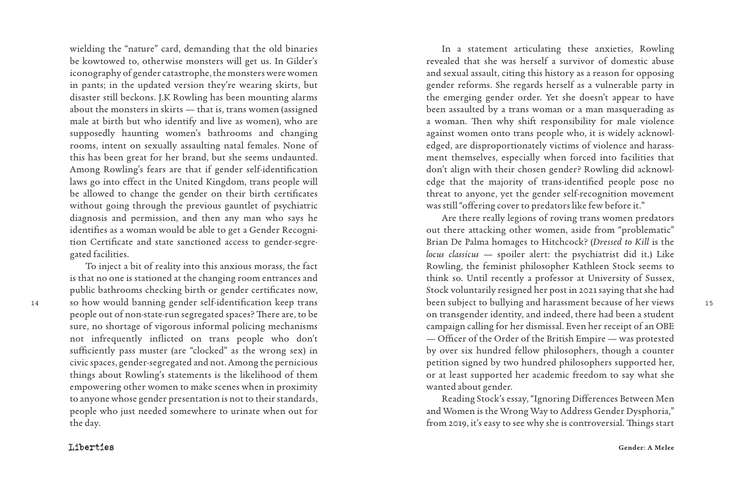wielding the "nature" card, demanding that the old binaries be kowtowed to, otherwise monsters will get us. In Gilder's iconography of gender catastrophe, the monsters were women in pants; in the updated version they're wearing skirts, but disaster still beckons. J.K Rowling has been mounting alarms about the monsters in skirts — that is, trans women (assigned male at birth but who identify and live as women), who are supposedly haunting women's bathrooms and changing rooms, intent on sexually assaulting natal females. None of this has been great for her brand, but she seems undaunted. Among Rowling's fears are that if gender self-identification laws go into effect in the United Kingdom, trans people will be allowed to change the gender on their birth certificates without going through the previous gauntlet of psychiatric diagnosis and permission, and then any man who says he identifies as a woman would be able to get a Gender Recognition Certificate and state sanctioned access to gender-segregated facilities.

To inject a bit of reality into this anxious morass, the fact is that no one is stationed at the changing room entrances and public bathrooms checking birth or gender certificates now, so how would banning gender self-identification keep trans people out of non-state-run segregated spaces? There are, to be sure, no shortage of vigorous informal policing mechanisms not infrequently inflicted on trans people who don't sufficiently pass muster (are "clocked" as the wrong sex) in civic spaces, gender-segregated and not. Among the pernicious things about Rowling's statements is the likelihood of them empowering other women to make scenes when in proximity to anyone whose gender presentation is not to their standards, people who just needed somewhere to urinate when out for the day.

In a statement articulating these anxieties, Rowling revealed that she was herself a survivor of domestic abuse and sexual assault, citing this history as a reason for opposing gender reforms. She regards herself as a vulnerable party in the emerging gender order. Yet she doesn't appear to have been assaulted by a trans woman or a man masquerading as a woman. Then why shift responsibility for male violence against women onto trans people who, it is widely acknowledged, are disproportionately victims of violence and harassment themselves, especially when forced into facilities that don't align with their chosen gender? Rowling did acknowledge that the majority of trans-identified people pose no threat to anyone, yet the gender self-recognition movement was still "offering cover to predators like few before it."

Are there really legions of roving trans women predators out there attacking other women, aside from "problematic" Brian De Palma homages to Hitchcock? (*Dressed to Kill* is the *locus classicus* — spoiler alert: the psychiatrist did it.) Like Rowling, the feminist philosopher Kathleen Stock seems to think so. Until recently a professor at University of Sussex, Stock voluntarily resigned her post in 2021 saying that she had been subject to bullying and harassment because of her views on transgender identity, and indeed, there had been a student campaign calling for her dismissal. Even her receipt of an OBE — Officer of the Order of the British Empire — was protested by over six hundred fellow philosophers, though a counter petition signed by two hundred philosophers supported her, or at least supported her academic freedom to say what she wanted about gender.

Reading Stock's essay, "Ignoring Differences Between Men and Women is the Wrong Way to Address Gender Dysphoria," from 2019, it's easy to see why she is controversial. Things start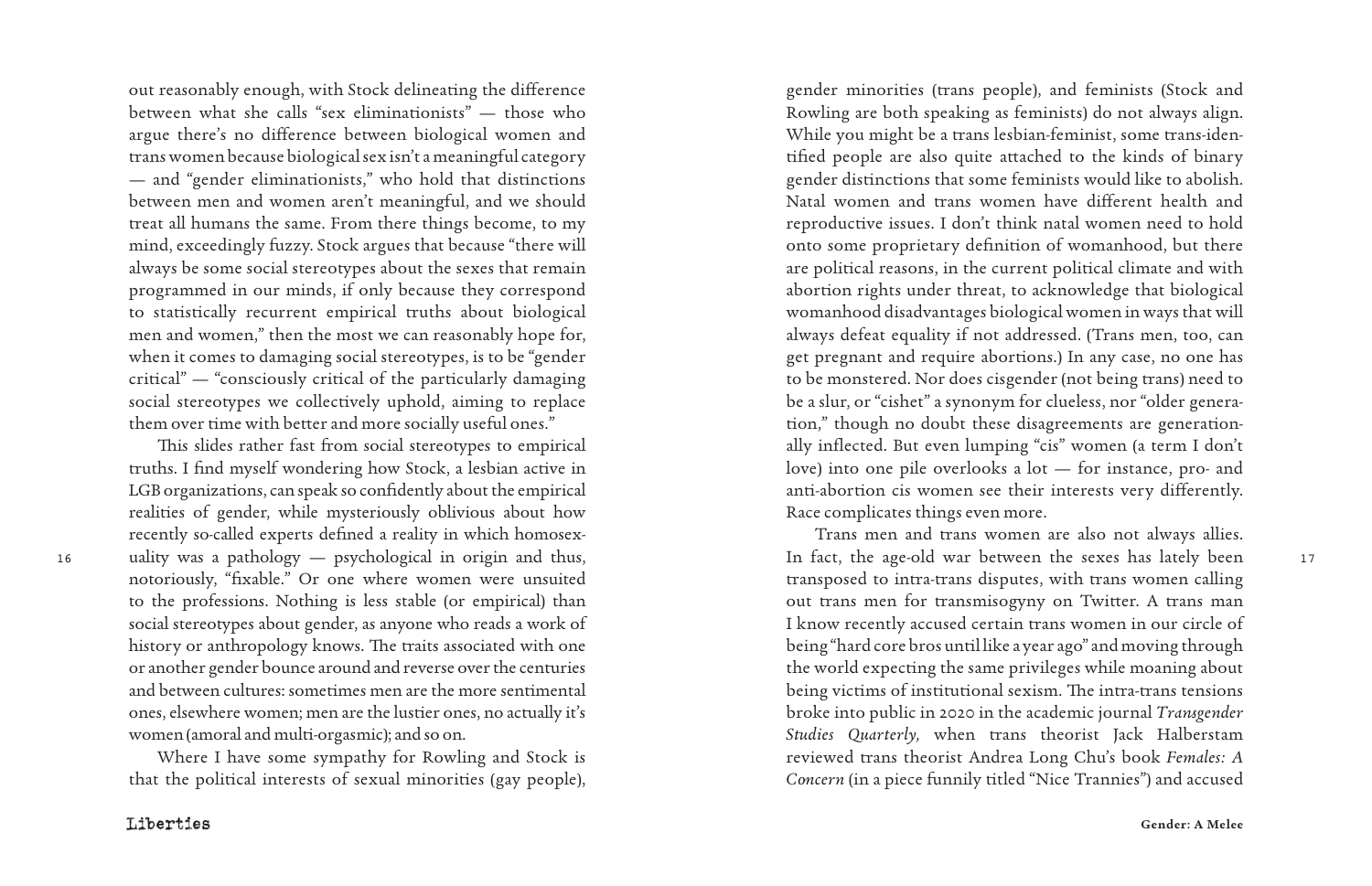out reasonably enough, with Stock delineating the difference between what she calls "sex eliminationists" — those who argue there's no difference between biological women and trans women because biological sex isn't a meaningful category — and "gender eliminationists," who hold that distinctions between men and women aren't meaningful, and we should treat all humans the same. From there things become, to my mind, exceedingly fuzzy. Stock argues that because "there will always be some social stereotypes about the sexes that remain programmed in our minds, if only because they correspond to statistically recurrent empirical truths about biological men and women," then the most we can reasonably hope for, when it comes to damaging social stereotypes, is to be "gender critical" — "consciously critical of the particularly damaging social stereotypes we collectively uphold, aiming to replace them over time with better and more socially useful ones."

This slides rather fast from social stereotypes to empirical truths. I find myself wondering how Stock, a lesbian active in LGB organizations, can speak so confidently about the empirical realities of gender, while mysteriously oblivious about how recently so-called experts defined a reality in which homosexuality was a pathology — psychological in origin and thus, notoriously, "fixable." Or one where women were unsuited to the professions. Nothing is less stable (or empirical) than social stereotypes about gender, as anyone who reads a work of history or anthropology knows. The traits associated with one or another gender bounce around and reverse over the centuries and between cultures: sometimes men are the more sentimental ones, elsewhere women; men are the lustier ones, no actually it's women (amoral and multi-orgasmic); and so on.

Where I have some sympathy for Rowling and Stock is that the political interests of sexual minorities (gay people), gender minorities (trans people), and feminists (Stock and Rowling are both speaking as feminists) do not always align. While you might be a trans lesbian-feminist, some trans-identified people are also quite attached to the kinds of binary gender distinctions that some feminists would like to abolish. Natal women and trans women have different health and reproductive issues. I don't think natal women need to hold onto some proprietary definition of womanhood, but there are political reasons, in the current political climate and with abortion rights under threat, to acknowledge that biological womanhood disadvantages biological women in ways that will always defeat equality if not addressed. (Trans men, too, can get pregnant and require abortions.) In any case, no one has to be monstered. Nor does cisgender (not being trans) need to be a slur, or "cishet" a synonym for clueless, nor "older generation," though no doubt these disagreements are generationally inflected. But even lumping "cis" women (a term I don't love) into one pile overlooks a lot — for instance, pro- and anti-abortion cis women see their interests very differently. Race complicates things even more.

Trans men and trans women are also not always allies. In fact, the age-old war between the sexes has lately been transposed to intra-trans disputes, with trans women calling out trans men for transmisogyny on Twitter. A trans man I know recently accused certain trans women in our circle of being "hard core bros until like a year ago" and moving through the world expecting the same privileges while moaning about being victims of institutional sexism. The intra-trans tensions broke into public in 2020 in the academic journal *Transgender Studies Quarterly,* when trans theorist Jack Halberstam reviewed trans theorist Andrea Long Chu's book *Females: A Concern* (in a piece funnily titled "Nice Trannies") and accused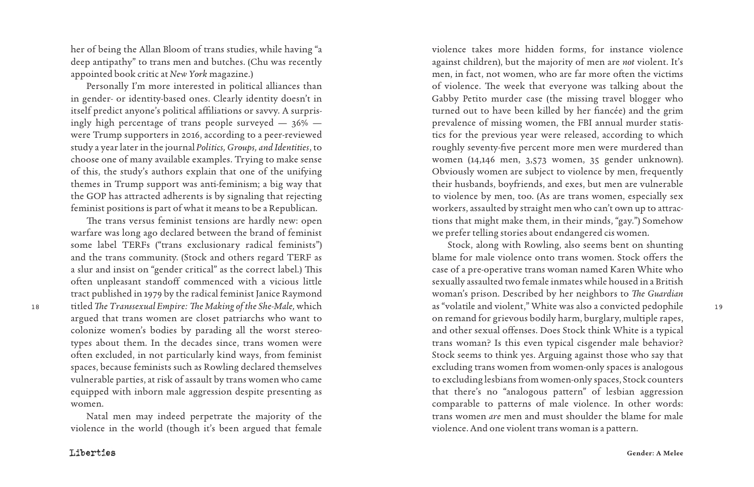her of being the Allan Bloom of trans studies, while having "a deep antipathy" to trans men and butches. (Chu was recently appointed book critic at *New York* magazine.)

Personally I'm more interested in political alliances than in gender- or identity-based ones. Clearly identity doesn't in itself predict anyone's political affiliations or savvy. A surprisingly high percentage of trans people surveyed — 36% — were Trump supporters in 2016, according to a peer-reviewed study a year later in the journal *Politics, Groups, and Identities*, to choose one of many available examples. Trying to make sense of this, the study's authors explain that one of the unifying themes in Trump support was anti-feminism; a big way that the GOP has attracted adherents is by signaling that rejecting feminist positions is part of what it means to be a Republican.

The trans versus feminist tensions are hardly new: open warfare was long ago declared between the brand of feminist some label TERFs ("trans exclusionary radical feminists") and the trans community. (Stock and others regard TERF as a slur and insist on "gender critical" as the correct label.) This often unpleasant standoff commenced with a vicious little tract published in 1979 by the radical feminist Janice Raymond titled *The Transsexual Empire: The Making of the She-Male,* which argued that trans women are closet patriarchs who want to colonize women's bodies by parading all the worst stereotypes about them. In the decades since, trans women were often excluded, in not particularly kind ways, from feminist spaces, because feminists such as Rowling declared themselves vulnerable parties, at risk of assault by trans women who came equipped with inborn male aggression despite presenting as women.

Natal men may indeed perpetrate the majority of the violence in the world (though it's been argued that female violence takes more hidden forms, for instance violence against children), but the majority of men are *not* violent. It's men, in fact, not women, who are far more often the victims of violence. The week that everyone was talking about the Gabby Petito murder case (the missing travel blogger who turned out to have been killed by her fiancée) and the grim prevalence of missing women, the FBI annual murder statistics for the previous year were released, according to which roughly seventy-five percent more men were murdered than women (14,146 men, 3,573 women, 35 gender unknown). Obviously women are subject to violence by men, frequently their husbands, boyfriends, and exes, but men are vulnerable to violence by men, too. (As are trans women, especially sex workers, assaulted by straight men who can't own up to attractions that might make them, in their minds, "gay.") Somehow we prefer telling stories about endangered cis women.

Stock, along with Rowling, also seems bent on shunting blame for male violence onto trans women. Stock offers the case of a pre-operative trans woman named Karen White who sexually assaulted two female inmates while housed in a British woman's prison. Described by her neighbors to *The Guardian* as "volatile and violent," White was also a convicted pedophile on remand for grievous bodily harm, burglary, multiple rapes, and other sexual offenses. Does Stock think White is a typical trans woman? Is this even typical cisgender male behavior? Stock seems to think yes. Arguing against those who say that excluding trans women from women-only spaces is analogous to excluding lesbians from women-only spaces, Stock counters that there's no "analogous pattern" of lesbian aggression comparable to patterns of male violence. In other words: trans women *are* men and must shoulder the blame for male violence. And one violent trans woman is a pattern.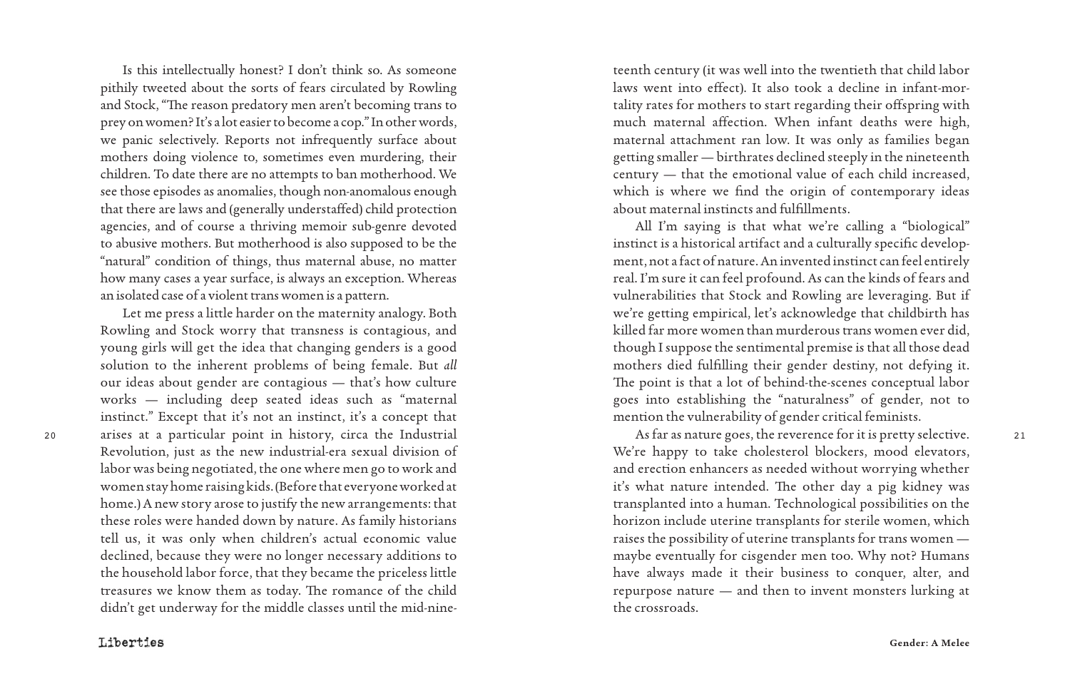Is this intellectually honest? I don't think so. As someone pithily tweeted about the sorts of fears circulated by Rowling and Stock, "The reason predatory men aren't becoming trans to prey on women? It's a lot easier to become a cop." In other words, we panic selectively. Reports not infrequently surface about mothers doing violence to, sometimes even murdering, their children. To date there are no attempts to ban motherhood. We see those episodes as anomalies, though non-anomalous enough that there are laws and (generally understaffed) child protection agencies, and of course a thriving memoir sub-genre devoted to abusive mothers. But motherhood is also supposed to be the "natural" condition of things, thus maternal abuse, no matter how many cases a year surface, is always an exception. Whereas an isolated case of a violent trans women is a pattern.

Let me press a little harder on the maternity analogy. Both Rowling and Stock worry that transness is contagious, and young girls will get the idea that changing genders is a good solution to the inherent problems of being female. But *all* our ideas about gender are contagious — that's how culture works — including deep seated ideas such as "maternal instinct." Except that it's not an instinct, it's a concept that arises at a particular point in history, circa the Industrial Revolution, just as the new industrial-era sexual division of labor was being negotiated, the one where men go to work and women stay home raising kids. (Before that everyone worked at home.) A new story arose to justify the new arrangements: that these roles were handed down by nature. As family historians tell us, it was only when children's actual economic value declined, because they were no longer necessary additions to the household labor force, that they became the priceless little treasures we know them as today. The romance of the child didn't get underway for the middle classes until the mid-nineteenth century (it was well into the twentieth that child labor laws went into effect). It also took a decline in infant-mortality rates for mothers to start regarding their offspring with much maternal affection. When infant deaths were high, maternal attachment ran low. It was only as families began getting smaller — birthrates declined steeply in the nineteenth century — that the emotional value of each child increased, which is where we find the origin of contemporary ideas about maternal instincts and fulfillments.

All I'm saying is that what we're calling a "biological" instinct is a historical artifact and a culturally specific development, not a fact of nature. An invented instinct can feel entirely real. I'm sure it can feel profound. As can the kinds of fears and vulnerabilities that Stock and Rowling are leveraging. But if we're getting empirical, let's acknowledge that childbirth has killed far more women than murderous trans women ever did, though I suppose the sentimental premise is that all those dead mothers died fulfilling their gender destiny, not defying it. The point is that a lot of behind-the-scenes conceptual labor goes into establishing the "naturalness" of gender, not to mention the vulnerability of gender critical feminists.

As far as nature goes, the reverence for it is pretty selective. We're happy to take cholesterol blockers, mood elevators, and erection enhancers as needed without worrying whether it's what nature intended. The other day a pig kidney was transplanted into a human. Technological possibilities on the horizon include uterine transplants for sterile women, which raises the possibility of uterine transplants for trans women — maybe eventually for cisgender men too. Why not? Humans have always made it their business to conquer, alter, and repurpose nature — and then to invent monsters lurking at the crossroads.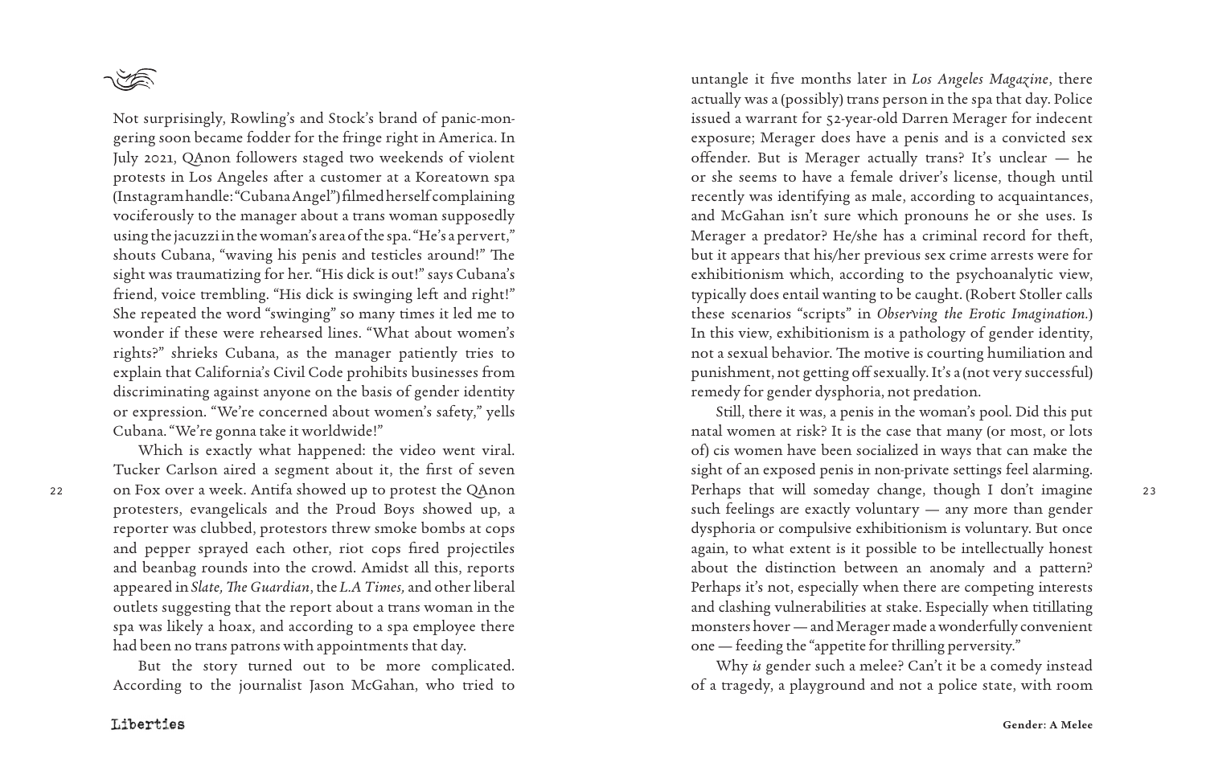Not surprisingly, Rowling's and Stock's brand of panic-mongering soon became fodder for the fringe right in America. In July 2021, QAnon followers staged two weekends of violent protests in Los Angeles after a customer at a Koreatown spa (Instagram handle: "Cubana Angel") filmed herself complaining vociferously to the manager about a trans woman supposedly using the jacuzzi in the woman's area of the spa. "He's a pervert," shouts Cubana, "waving his penis and testicles around!" The sight was traumatizing for her. "His dick is out!" says Cubana's friend, voice trembling. "His dick is swinging left and right!" She repeated the word "swinging" so many times it led me to wonder if these were rehearsed lines. "What about women's rights?" shrieks Cubana, as the manager patiently tries to explain that California's Civil Code prohibits businesses from discriminating against anyone on the basis of gender identity or expression. "We're concerned about women's safety," yells Cubana. "We're gonna take it worldwide!"

Which is exactly what happened: the video went viral. Tucker Carlson aired a segment about it, the first of seven on Fox over a week. Antifa showed up to protest the QAnon protesters, evangelicals and the Proud Boys showed up, a reporter was clubbed, protestors threw smoke bombs at cops and pepper sprayed each other, riot cops fired projectiles and beanbag rounds into the crowd. Amidst all this, reports appeared in *Slate, The Guardian*, the *L.A Times,* and other liberal outlets suggesting that the report about a trans woman in the spa was likely a hoax, and according to a spa employee there had been no trans patrons with appointments that day.

But the story turned out to be more complicated. According to the journalist Jason McGahan, who tried to untangle it five months later in *Los Angeles Magazine*, there actually was a (possibly) trans person in the spa that day. Police issued a warrant for 52-year-old Darren Merager for indecent exposure; Merager does have a penis and is a convicted sex offender. But is Merager actually trans? It's unclear — he or she seems to have a female driver's license, though until recently was identifying as male, according to acquaintances, and McGahan isn't sure which pronouns he or she uses. Is Merager a predator? He/she has a criminal record for theft, but it appears that his/her previous sex crime arrests were for exhibitionism which, according to the psychoanalytic view, typically does entail wanting to be caught. (Robert Stoller calls these scenarios "scripts" in *Observing the Erotic Imagination.*) In this view, exhibitionism is a pathology of gender identity, not a sexual behavior. The motive is courting humiliation and punishment, not getting off sexually. It's a (not very successful) remedy for gender dysphoria, not predation.

Still, there it was, a penis in the woman's pool. Did this put natal women at risk? It is the case that many (or most, or lots of) cis women have been socialized in ways that can make the sight of an exposed penis in non-private settings feel alarming. Perhaps that will someday change, though I don't imagine such feelings are exactly voluntary — any more than gender dysphoria or compulsive exhibitionism is voluntary. But once again, to what extent is it possible to be intellectually honest about the distinction between an anomaly and a pattern? Perhaps it's not, especially when there are competing interests and clashing vulnerabilities at stake. Especially when titillating monsters hover — and Merager made a wonderfully convenient one — feeding the "appetite for thrilling perversity."

Why *is* gender such a melee? Can't it be a comedy instead of a tragedy, a playground and not a police state, with room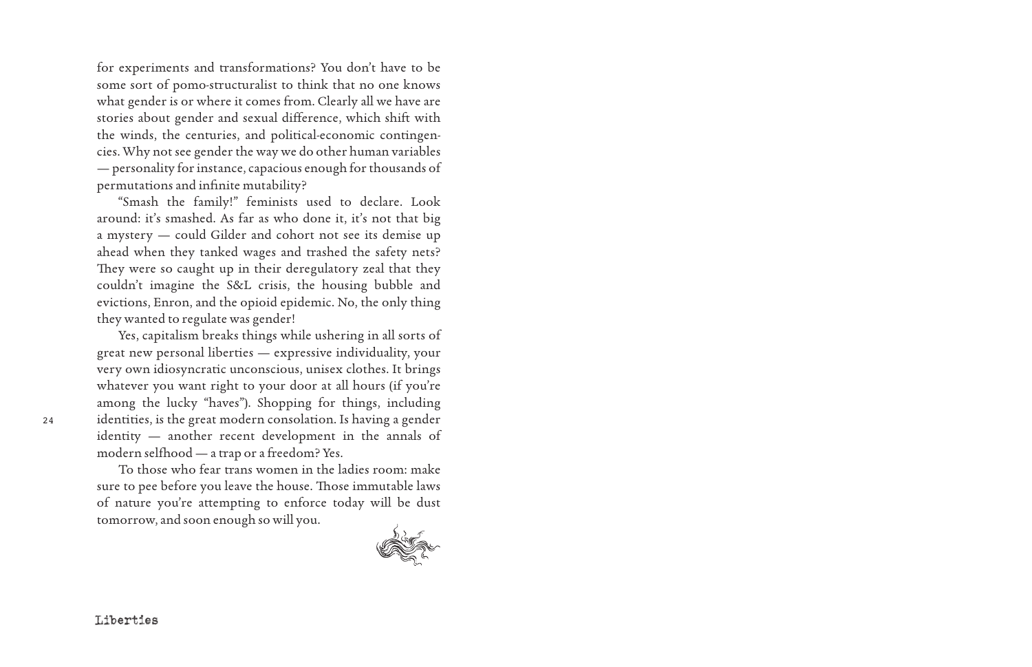for experiments and transformations? You don't have to be some sort of pomo-structuralist to think that no one knows what gender is or where it comes from. Clearly all we have are stories about gender and sexual difference, which shift with the winds, the centuries, and political-economic contingencies. Why not see gender the way we do other human variables — personality for instance, capacious enough for thousands of permutations and infinite mutability?

"Smash the family!" feminists used to declare. Look around: it's smashed. As far as who done it, it's not that big a mystery — could Gilder and cohort not see its demise up ahead when they tanked wages and trashed the safety nets? They were so caught up in their deregulatory zeal that they couldn't imagine the S&L crisis, the housing bubble and evictions, Enron, and the opioid epidemic. No, the only thing they wanted to regulate was gender!

Yes, capitalism breaks things while ushering in all sorts of great new personal liberties — expressive individuality, your very own idiosyncratic unconscious, unisex clothes. It brings whatever you want right to your door at all hours (if you're among the lucky "haves"). Shopping for things, including identities, is the great modern consolation. Is having a gender identity — another recent development in the annals of modern selfhood — a trap or a freedom? Yes.

To those who fear trans women in the ladies room: make sure to pee before you leave the house. Those immutable laws of nature you're attempting to enforce today will be dust tomorrow, and soon enough so will you.